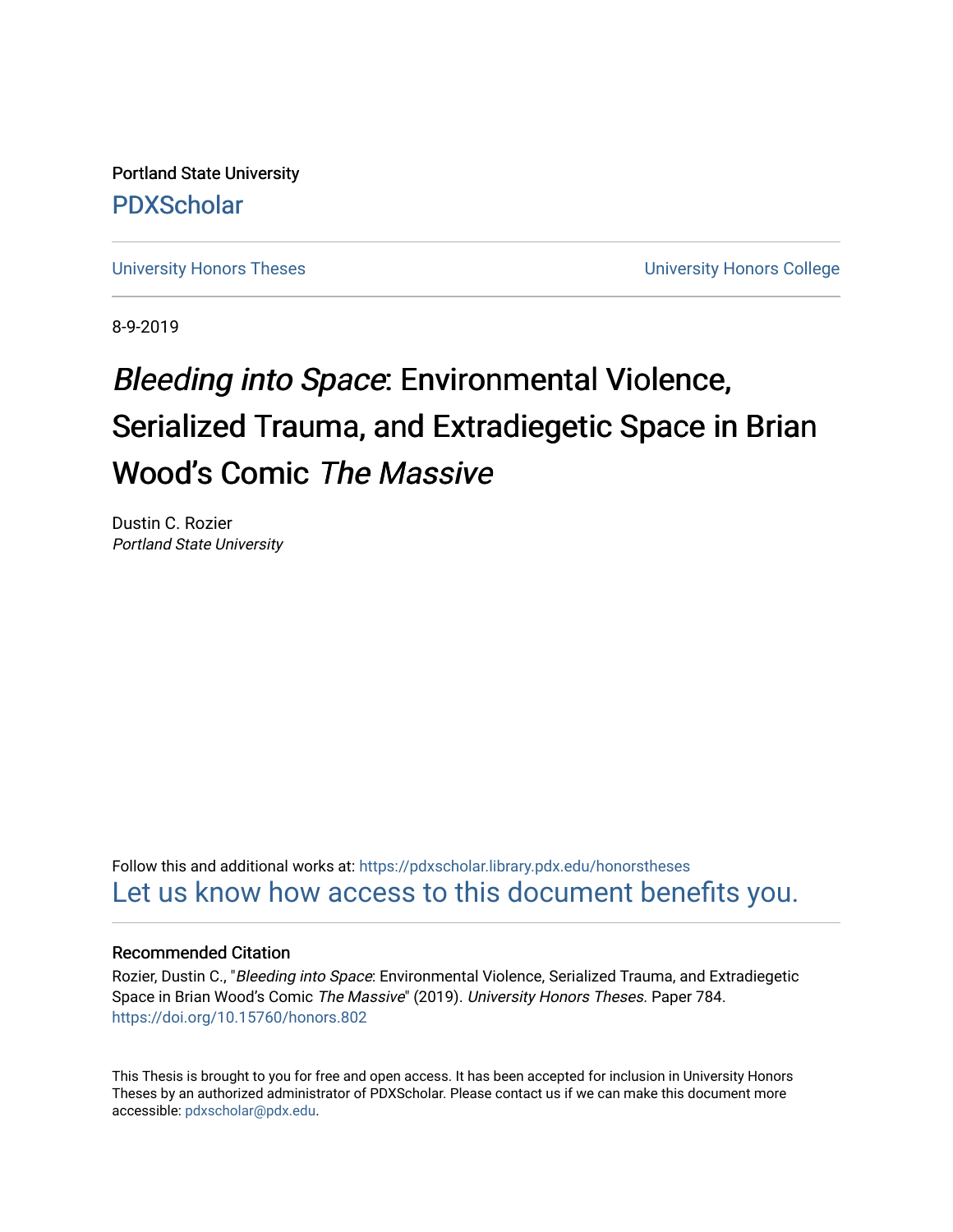Portland State University

PDXScholar

University Honors Theses

University Honors College

8-9-2019

# *Bleeding into Space*: Environmental Violence, Serialized Trauma, and Extradiegetic Space in Brian Wood's Comic *The Massive*

Dustin C. Rozier
*Portland State University*

Follow this and additional works at: https://pdxscholar.library.pdx.edu/honorstheses

Let us know how access to this document benefits you.

### Recommended Citation

Rozier, Dustin C., "*Bleeding into Space*: Environmental Violence, Serialized Trauma, and Extradiegetic Space in Brian Wood's Comic *The Massive*" (2019). *University Honors Theses*. Paper 784.
https://doi.org/10.15760/honors.802

This Thesis is brought to you for free and open access. It has been accepted for inclusion in University Honors Theses by an authorized administrator of PDXScholar. Please contact us if we can make this document more accessible: pdxscholar@pdx.edu.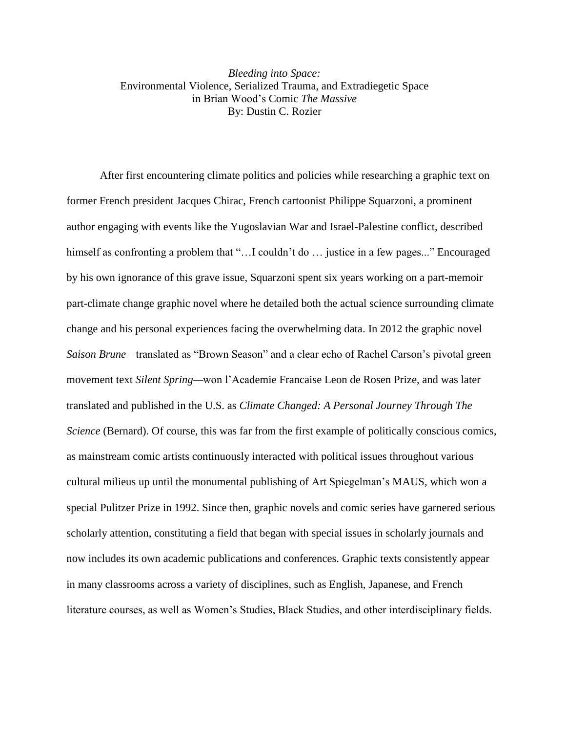*Bleeding into Space:*
Environmental Violence, Serialized Trauma, and Extradiegetic Space
in Brian Wood's Comic *The Massive*
By: Dustin C. Rozier

After first encountering climate politics and policies while researching a graphic text on former French president Jacques Chirac, French cartoonist Philippe Squarzoni, a prominent author engaging with events like the Yugoslavian War and Israel-Palestine conflict, described himself as confronting a problem that "…I couldn't do … justice in a few pages..." Encouraged by his own ignorance of this grave issue, Squarzoni spent six years working on a part-memoir part-climate change graphic novel where he detailed both the actual science surrounding climate change and his personal experiences facing the overwhelming data. In 2012 the graphic novel *Saison Brune*—translated as "Brown Season" and a clear echo of Rachel Carson's pivotal green movement text *Silent Spring*—won l'Academie Francaise Leon de Rosen Prize, and was later translated and published in the U.S. as *Climate Changed: A Personal Journey Through The Science* (Bernard). Of course, this was far from the first example of politically conscious comics, as mainstream comic artists continuously interacted with political issues throughout various cultural milieus up until the monumental publishing of Art Spiegelman's MAUS, which won a special Pulitzer Prize in 1992. Since then, graphic novels and comic series have garnered serious scholarly attention, constituting a field that began with special issues in scholarly journals and now includes its own academic publications and conferences. Graphic texts consistently appear in many classrooms across a variety of disciplines, such as English, Japanese, and French literature courses, as well as Women's Studies, Black Studies, and other interdisciplinary fields.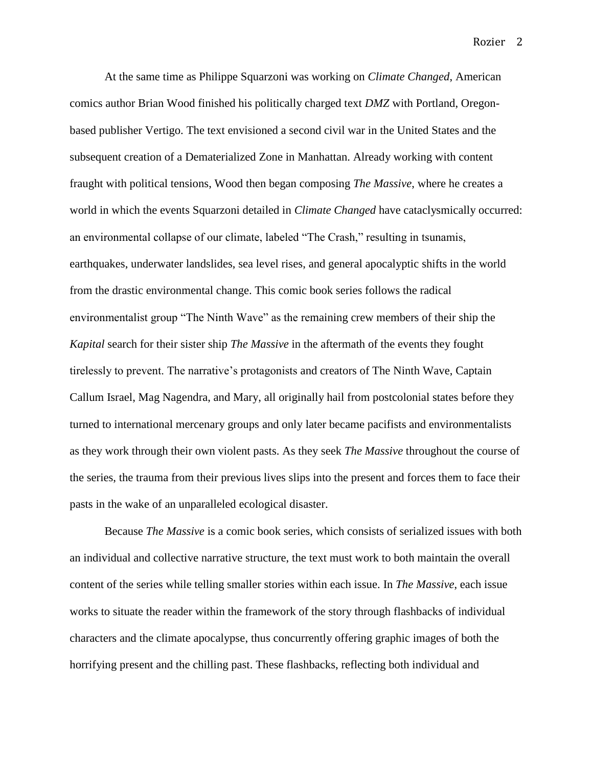At the same time as Philippe Squarzoni was working on *Climate Changed*, American comics author Brian Wood finished his politically charged text *DMZ* with Portland, Oregon-based publisher Vertigo. The text envisioned a second civil war in the United States and the subsequent creation of a Dematerialized Zone in Manhattan. Already working with content fraught with political tensions, Wood then began composing *The Massive*, where he creates a world in which the events Squarzoni detailed in *Climate Changed* have cataclysmically occurred: an environmental collapse of our climate, labeled "The Crash," resulting in tsunamis, earthquakes, underwater landslides, sea level rises, and general apocalyptic shifts in the world from the drastic environmental change. This comic book series follows the radical environmentalist group "The Ninth Wave" as the remaining crew members of their ship the *Kapital* search for their sister ship *The Massive* in the aftermath of the events they fought tirelessly to prevent. The narrative's protagonists and creators of The Ninth Wave, Captain Callum Israel, Mag Nagendra, and Mary, all originally hail from postcolonial states before they turned to international mercenary groups and only later became pacifists and environmentalists as they work through their own violent pasts. As they seek *The Massive* throughout the course of the series, the trauma from their previous lives slips into the present and forces them to face their pasts in the wake of an unparalleled ecological disaster.

Because *The Massive* is a comic book series, which consists of serialized issues with both an individual and collective narrative structure, the text must work to both maintain the overall content of the series while telling smaller stories within each issue. In *The Massive*, each issue works to situate the reader within the framework of the story through flashbacks of individual characters and the climate apocalypse, thus concurrently offering graphic images of both the horrifying present and the chilling past. These flashbacks, reflecting both individual and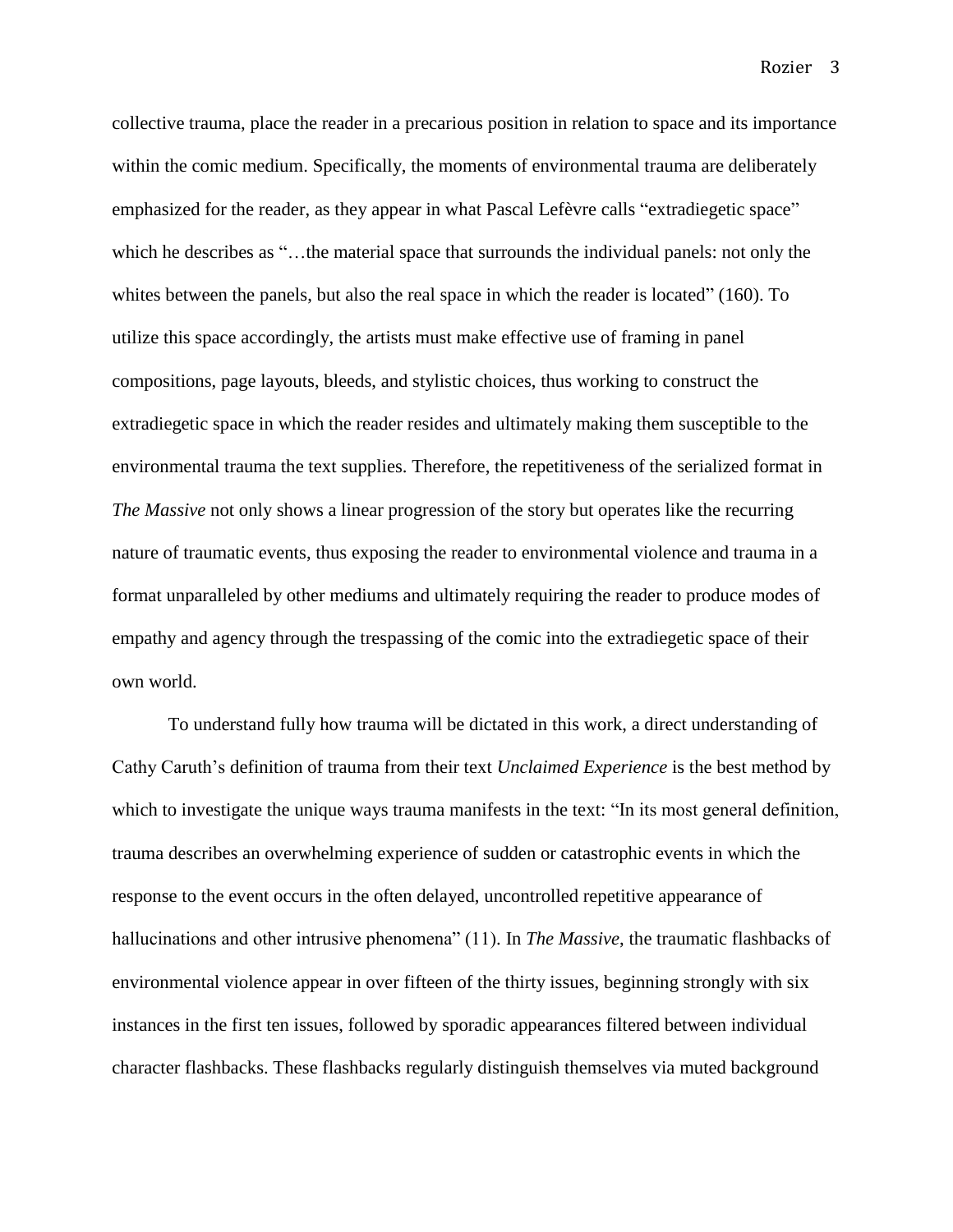collective trauma, place the reader in a precarious position in relation to space and its importance within the comic medium. Specifically, the moments of environmental trauma are deliberately emphasized for the reader, as they appear in what Pascal Lefèvre calls "extradiegetic space" which he describes as "…the material space that surrounds the individual panels: not only the whites between the panels, but also the real space in which the reader is located" (160). To utilize this space accordingly, the artists must make effective use of framing in panel compositions, page layouts, bleeds, and stylistic choices, thus working to construct the extradiegetic space in which the reader resides and ultimately making them susceptible to the environmental trauma the text supplies. Therefore, the repetitiveness of the serialized format in *The Massive* not only shows a linear progression of the story but operates like the recurring nature of traumatic events, thus exposing the reader to environmental violence and trauma in a format unparalleled by other mediums and ultimately requiring the reader to produce modes of empathy and agency through the trespassing of the comic into the extradiegetic space of their own world.

To understand fully how trauma will be dictated in this work, a direct understanding of Cathy Caruth's definition of trauma from their text *Unclaimed Experience* is the best method by which to investigate the unique ways trauma manifests in the text: "In its most general definition, trauma describes an overwhelming experience of sudden or catastrophic events in which the response to the event occurs in the often delayed, uncontrolled repetitive appearance of hallucinations and other intrusive phenomena" (11). In *The Massive*, the traumatic flashbacks of environmental violence appear in over fifteen of the thirty issues, beginning strongly with six instances in the first ten issues, followed by sporadic appearances filtered between individual character flashbacks. These flashbacks regularly distinguish themselves via muted background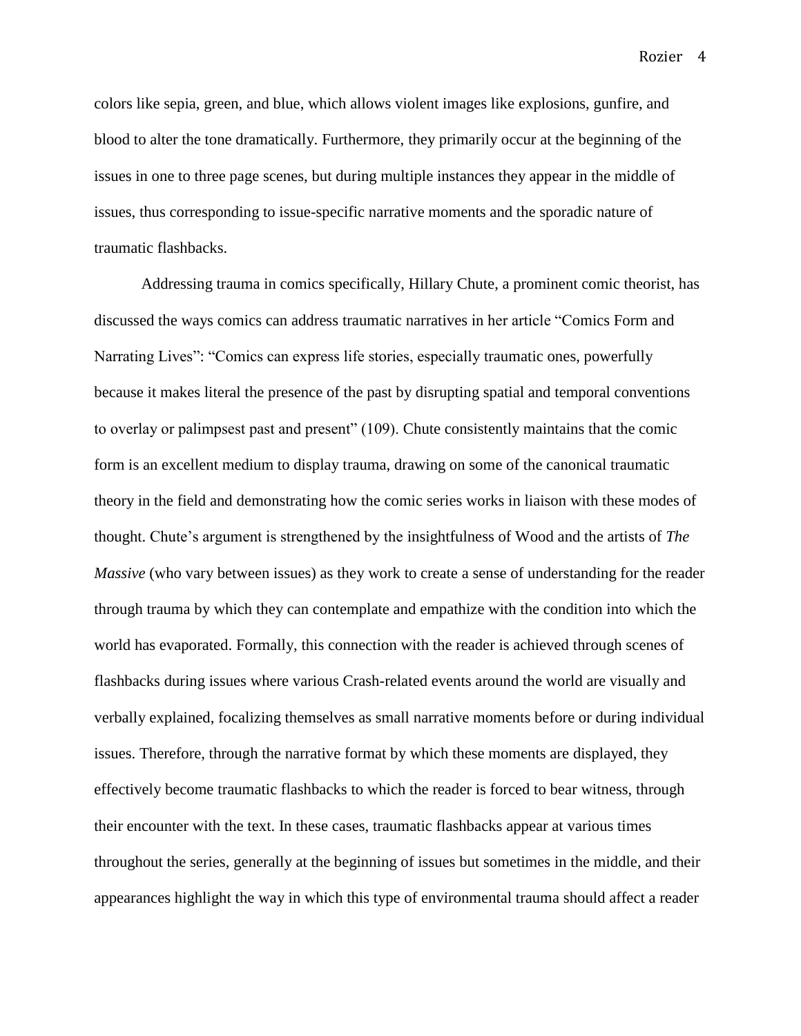colors like sepia, green, and blue, which allows violent images like explosions, gunfire, and blood to alter the tone dramatically. Furthermore, they primarily occur at the beginning of the issues in one to three page scenes, but during multiple instances they appear in the middle of issues, thus corresponding to issue-specific narrative moments and the sporadic nature of traumatic flashbacks.

Addressing trauma in comics specifically, Hillary Chute, a prominent comic theorist, has discussed the ways comics can address traumatic narratives in her article "Comics Form and Narrating Lives": "Comics can express life stories, especially traumatic ones, powerfully because it makes literal the presence of the past by disrupting spatial and temporal conventions to overlay or palimpsest past and present" (109). Chute consistently maintains that the comic form is an excellent medium to display trauma, drawing on some of the canonical traumatic theory in the field and demonstrating how the comic series works in liaison with these modes of thought. Chute's argument is strengthened by the insightfulness of Wood and the artists of *The Massive* (who vary between issues) as they work to create a sense of understanding for the reader through trauma by which they can contemplate and empathize with the condition into which the world has evaporated. Formally, this connection with the reader is achieved through scenes of flashbacks during issues where various Crash-related events around the world are visually and verbally explained, focalizing themselves as small narrative moments before or during individual issues. Therefore, through the narrative format by which these moments are displayed, they effectively become traumatic flashbacks to which the reader is forced to bear witness, through their encounter with the text. In these cases, traumatic flashbacks appear at various times throughout the series, generally at the beginning of issues but sometimes in the middle, and their appearances highlight the way in which this type of environmental trauma should affect a reader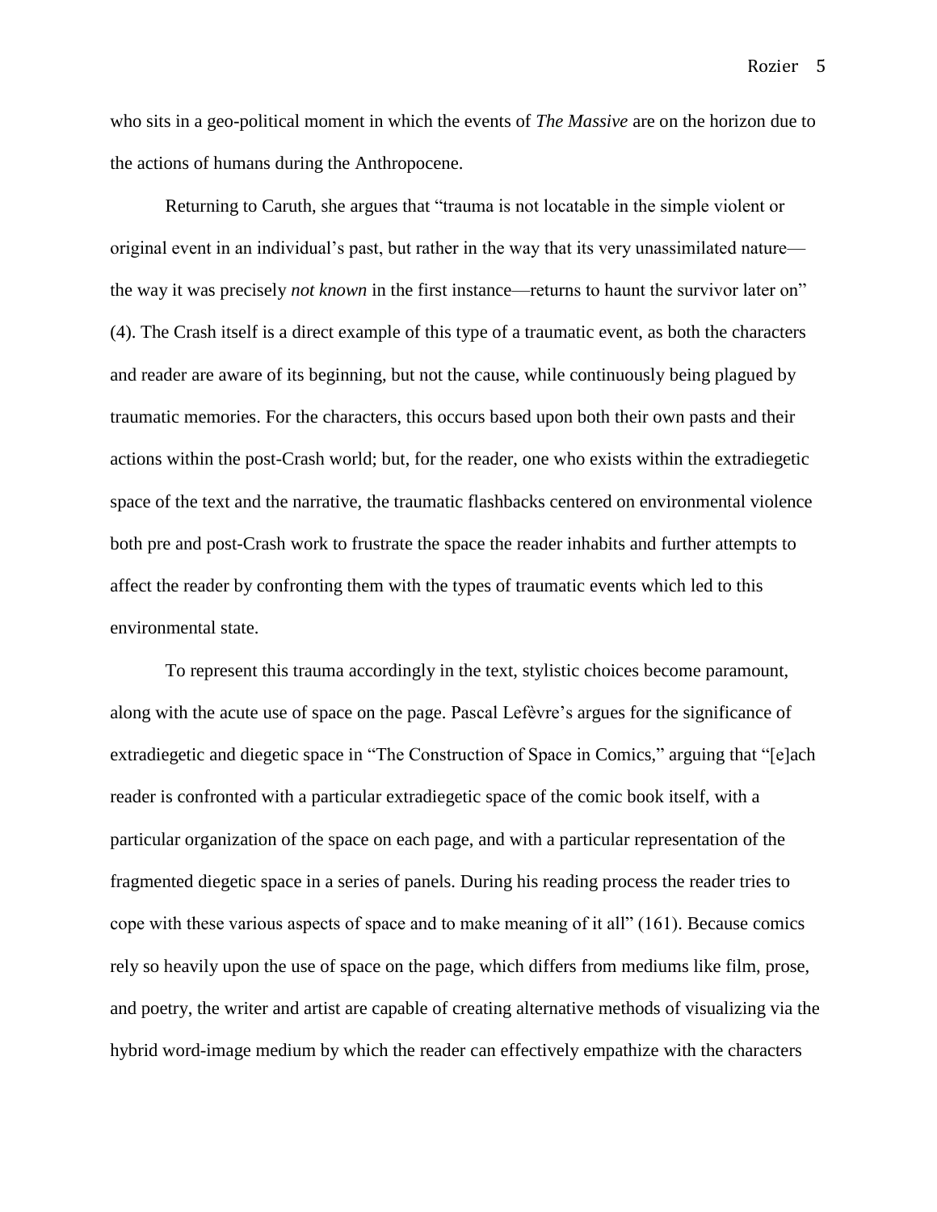who sits in a geo-political moment in which the events of *The Massive* are on the horizon due to the actions of humans during the Anthropocene.

Returning to Caruth, she argues that "trauma is not locatable in the simple violent or original event in an individual's past, but rather in the way that its very unassimilated nature—the way it was precisely *not known* in the first instance—returns to haunt the survivor later on" (4). The Crash itself is a direct example of this type of a traumatic event, as both the characters and reader are aware of its beginning, but not the cause, while continuously being plagued by traumatic memories. For the characters, this occurs based upon both their own pasts and their actions within the post-Crash world; but, for the reader, one who exists within the extradiegetic space of the text and the narrative, the traumatic flashbacks centered on environmental violence both pre and post-Crash work to frustrate the space the reader inhabits and further attempts to affect the reader by confronting them with the types of traumatic events which led to this environmental state.

To represent this trauma accordingly in the text, stylistic choices become paramount, along with the acute use of space on the page. Pascal Lefèvre's argues for the significance of extradiegetic and diegetic space in "The Construction of Space in Comics," arguing that "[e]ach reader is confronted with a particular extradiegetic space of the comic book itself, with a particular organization of the space on each page, and with a particular representation of the fragmented diegetic space in a series of panels. During his reading process the reader tries to cope with these various aspects of space and to make meaning of it all" (161). Because comics rely so heavily upon the use of space on the page, which differs from mediums like film, prose, and poetry, the writer and artist are capable of creating alternative methods of visualizing via the hybrid word-image medium by which the reader can effectively empathize with the characters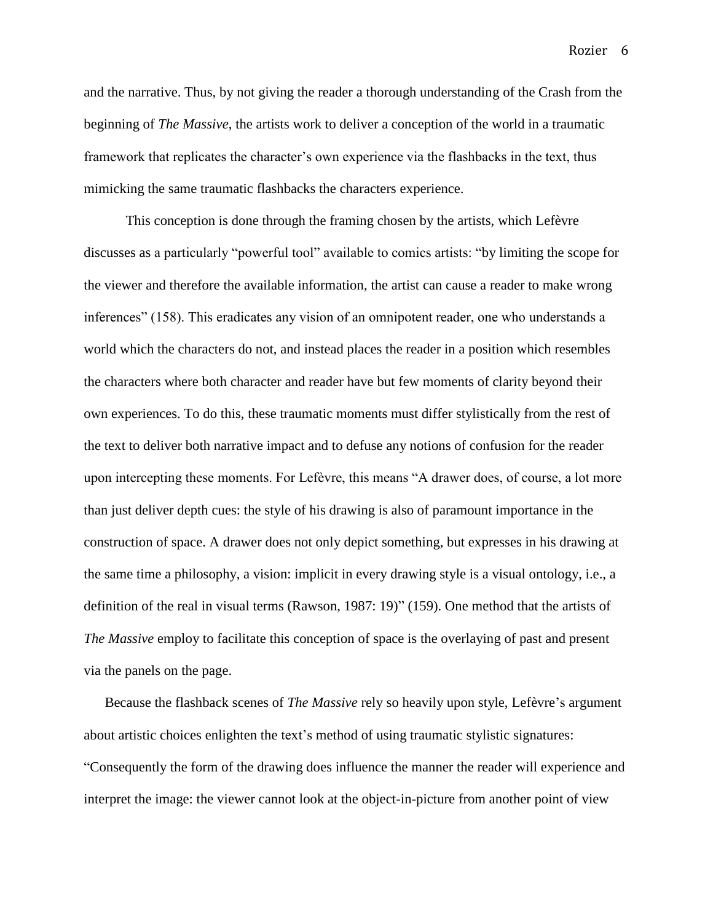and the narrative. Thus, by not giving the reader a thorough understanding of the Crash from the beginning of *The Massive*, the artists work to deliver a conception of the world in a traumatic framework that replicates the character's own experience via the flashbacks in the text, thus mimicking the same traumatic flashbacks the characters experience.

This conception is done through the framing chosen by the artists, which Lefèvre discusses as a particularly "powerful tool" available to comics artists: "by limiting the scope for the viewer and therefore the available information, the artist can cause a reader to make wrong inferences" (158). This eradicates any vision of an omnipotent reader, one who understands a world which the characters do not, and instead places the reader in a position which resembles the characters where both character and reader have but few moments of clarity beyond their own experiences. To do this, these traumatic moments must differ stylistically from the rest of the text to deliver both narrative impact and to defuse any notions of confusion for the reader upon intercepting these moments. For Lefèvre, this means "A drawer does, of course, a lot more than just deliver depth cues: the style of his drawing is also of paramount importance in the construction of space. A drawer does not only depict something, but expresses in his drawing at the same time a philosophy, a vision: implicit in every drawing style is a visual ontology, i.e., a definition of the real in visual terms (Rawson, 1987: 19)" (159). One method that the artists of *The Massive* employ to facilitate this conception of space is the overlaying of past and present via the panels on the page.

Because the flashback scenes of *The Massive* rely so heavily upon style, Lefèvre's argument about artistic choices enlighten the text's method of using traumatic stylistic signatures: "Consequently the form of the drawing does influence the manner the reader will experience and interpret the image: the viewer cannot look at the object-in-picture from another point of view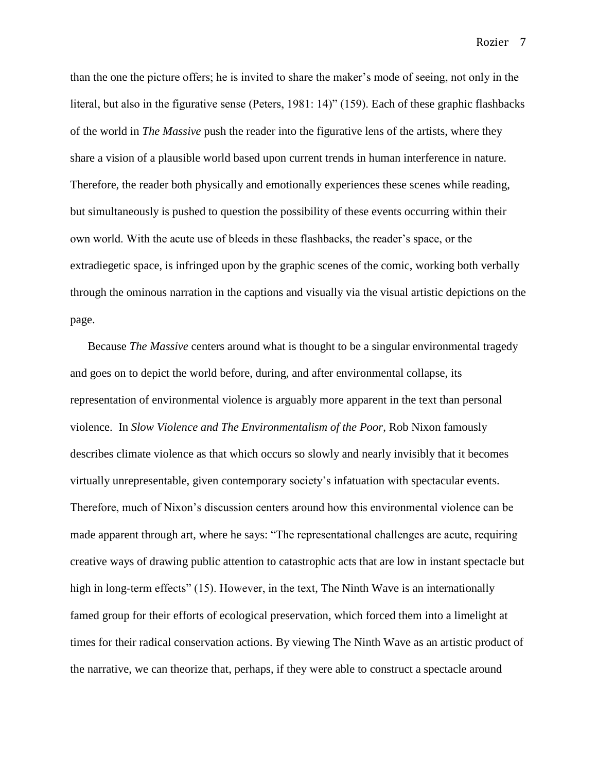than the one the picture offers; he is invited to share the maker's mode of seeing, not only in the literal, but also in the figurative sense (Peters, 1981: 14)" (159). Each of these graphic flashbacks of the world in *The Massive* push the reader into the figurative lens of the artists, where they share a vision of a plausible world based upon current trends in human interference in nature. Therefore, the reader both physically and emotionally experiences these scenes while reading, but simultaneously is pushed to question the possibility of these events occurring within their own world. With the acute use of bleeds in these flashbacks, the reader's space, or the extradiegetic space, is infringed upon by the graphic scenes of the comic, working both verbally through the ominous narration in the captions and visually via the visual artistic depictions on the page.

Because *The Massive* centers around what is thought to be a singular environmental tragedy and goes on to depict the world before, during, and after environmental collapse, its representation of environmental violence is arguably more apparent in the text than personal violence. In *Slow Violence and The Environmentalism of the Poor*, Rob Nixon famously describes climate violence as that which occurs so slowly and nearly invisibly that it becomes virtually unrepresentable, given contemporary society's infatuation with spectacular events. Therefore, much of Nixon's discussion centers around how this environmental violence can be made apparent through art, where he says: "The representational challenges are acute, requiring creative ways of drawing public attention to catastrophic acts that are low in instant spectacle but high in long-term effects" (15). However, in the text, The Ninth Wave is an internationally famed group for their efforts of ecological preservation, which forced them into a limelight at times for their radical conservation actions. By viewing The Ninth Wave as an artistic product of the narrative, we can theorize that, perhaps, if they were able to construct a spectacle around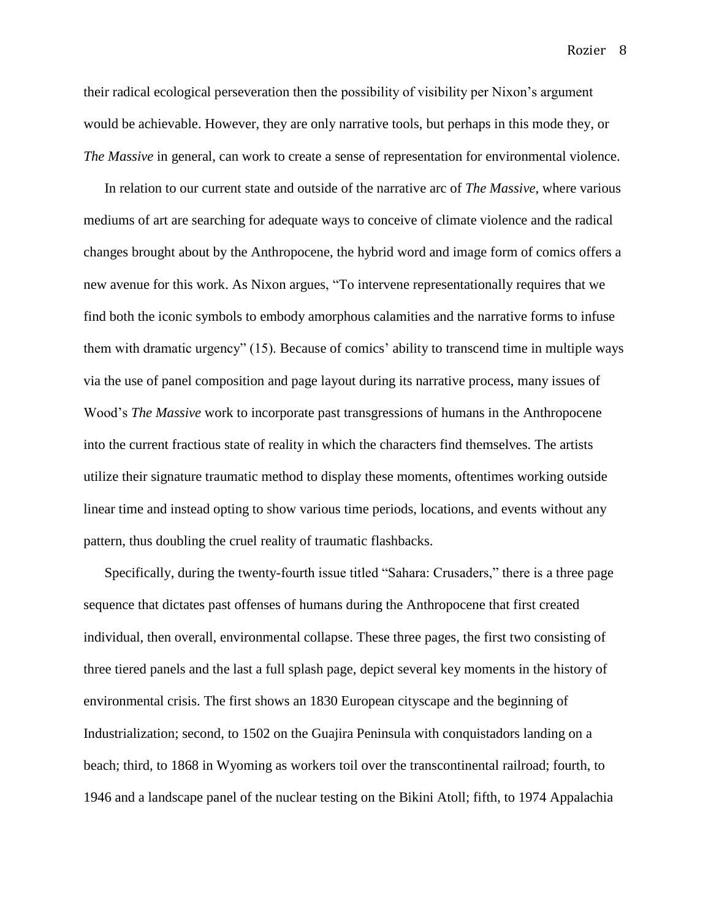their radical ecological perseveration then the possibility of visibility per Nixon's argument would be achievable. However, they are only narrative tools, but perhaps in this mode they, or *The Massive* in general, can work to create a sense of representation for environmental violence.

In relation to our current state and outside of the narrative arc of *The Massive*, where various mediums of art are searching for adequate ways to conceive of climate violence and the radical changes brought about by the Anthropocene, the hybrid word and image form of comics offers a new avenue for this work. As Nixon argues, "To intervene representationally requires that we find both the iconic symbols to embody amorphous calamities and the narrative forms to infuse them with dramatic urgency" (15). Because of comics' ability to transcend time in multiple ways via the use of panel composition and page layout during its narrative process, many issues of Wood's *The Massive* work to incorporate past transgressions of humans in the Anthropocene into the current fractious state of reality in which the characters find themselves. The artists utilize their signature traumatic method to display these moments, oftentimes working outside linear time and instead opting to show various time periods, locations, and events without any pattern, thus doubling the cruel reality of traumatic flashbacks.

Specifically, during the twenty-fourth issue titled "Sahara: Crusaders," there is a three page sequence that dictates past offenses of humans during the Anthropocene that first created individual, then overall, environmental collapse. These three pages, the first two consisting of three tiered panels and the last a full splash page, depict several key moments in the history of environmental crisis. The first shows an 1830 European cityscape and the beginning of Industrialization; second, to 1502 on the Guajira Peninsula with conquistadors landing on a beach; third, to 1868 in Wyoming as workers toil over the transcontinental railroad; fourth, to 1946 and a landscape panel of the nuclear testing on the Bikini Atoll; fifth, to 1974 Appalachia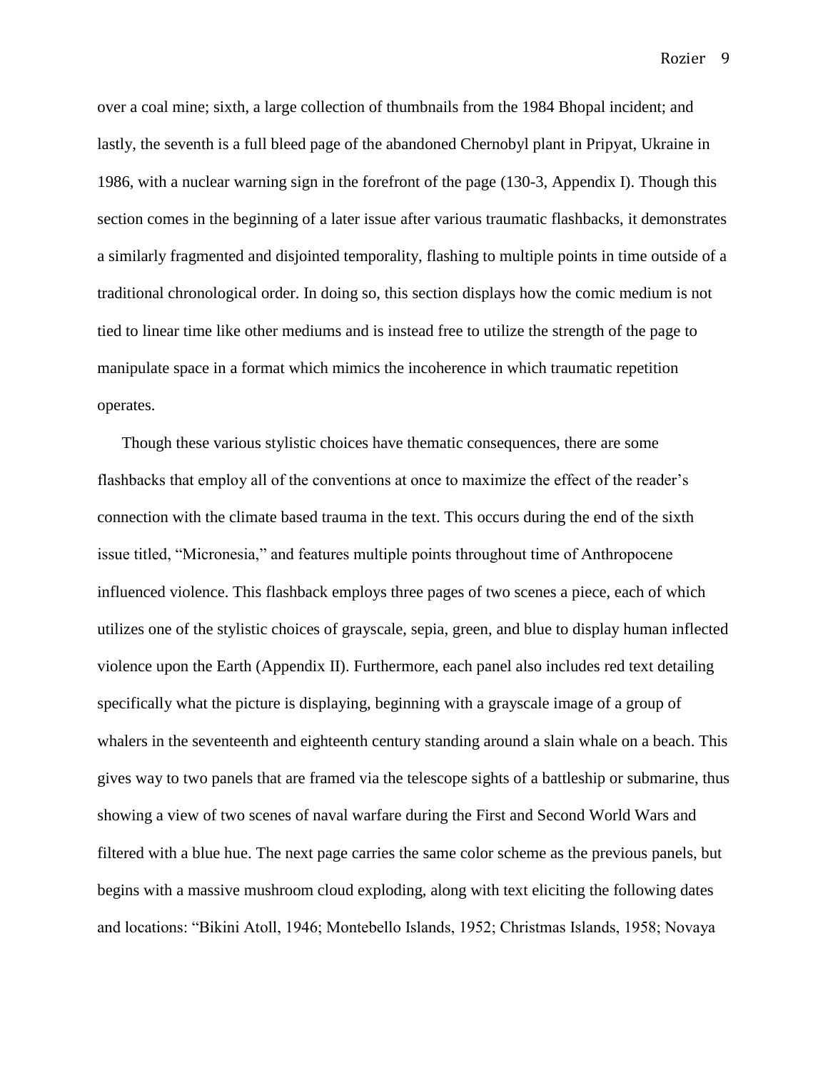over a coal mine; sixth, a large collection of thumbnails from the 1984 Bhopal incident; and lastly, the seventh is a full bleed page of the abandoned Chernobyl plant in Pripyat, Ukraine in 1986, with a nuclear warning sign in the forefront of the page (130-3, Appendix I). Though this section comes in the beginning of a later issue after various traumatic flashbacks, it demonstrates a similarly fragmented and disjointed temporality, flashing to multiple points in time outside of a traditional chronological order. In doing so, this section displays how the comic medium is not tied to linear time like other mediums and is instead free to utilize the strength of the page to manipulate space in a format which mimics the incoherence in which traumatic repetition operates.

Though these various stylistic choices have thematic consequences, there are some flashbacks that employ all of the conventions at once to maximize the effect of the reader's connection with the climate based trauma in the text. This occurs during the end of the sixth issue titled, "Micronesia," and features multiple points throughout time of Anthropocene influenced violence. This flashback employs three pages of two scenes a piece, each of which utilizes one of the stylistic choices of grayscale, sepia, green, and blue to display human inflected violence upon the Earth (Appendix II). Furthermore, each panel also includes red text detailing specifically what the picture is displaying, beginning with a grayscale image of a group of whalers in the seventeenth and eighteenth century standing around a slain whale on a beach. This gives way to two panels that are framed via the telescope sights of a battleship or submarine, thus showing a view of two scenes of naval warfare during the First and Second World Wars and filtered with a blue hue. The next page carries the same color scheme as the previous panels, but begins with a massive mushroom cloud exploding, along with text eliciting the following dates and locations: "Bikini Atoll, 1946; Montebello Islands, 1952; Christmas Islands, 1958; Novaya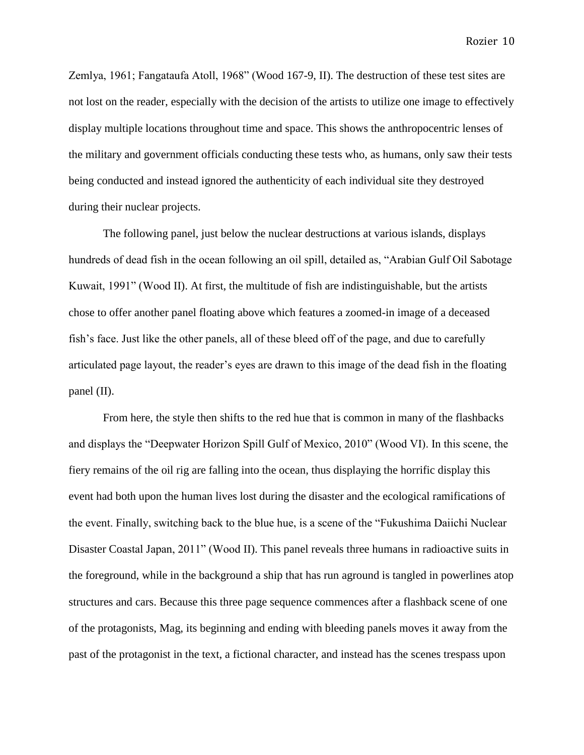Zemlya, 1961; Fangataufa Atoll, 1968" (Wood 167-9, II). The destruction of these test sites are not lost on the reader, especially with the decision of the artists to utilize one image to effectively display multiple locations throughout time and space. This shows the anthropocentric lenses of the military and government officials conducting these tests who, as humans, only saw their tests being conducted and instead ignored the authenticity of each individual site they destroyed during their nuclear projects.

The following panel, just below the nuclear destructions at various islands, displays hundreds of dead fish in the ocean following an oil spill, detailed as, "Arabian Gulf Oil Sabotage Kuwait, 1991" (Wood II). At first, the multitude of fish are indistinguishable, but the artists chose to offer another panel floating above which features a zoomed-in image of a deceased fish's face. Just like the other panels, all of these bleed off of the page, and due to carefully articulated page layout, the reader's eyes are drawn to this image of the dead fish in the floating panel (II).

From here, the style then shifts to the red hue that is common in many of the flashbacks and displays the "Deepwater Horizon Spill Gulf of Mexico, 2010" (Wood VI). In this scene, the fiery remains of the oil rig are falling into the ocean, thus displaying the horrific display this event had both upon the human lives lost during the disaster and the ecological ramifications of the event. Finally, switching back to the blue hue, is a scene of the "Fukushima Daiichi Nuclear Disaster Coastal Japan, 2011" (Wood II). This panel reveals three humans in radioactive suits in the foreground, while in the background a ship that has run aground is tangled in powerlines atop structures and cars. Because this three page sequence commences after a flashback scene of one of the protagonists, Mag, its beginning and ending with bleeding panels moves it away from the past of the protagonist in the text, a fictional character, and instead has the scenes trespass upon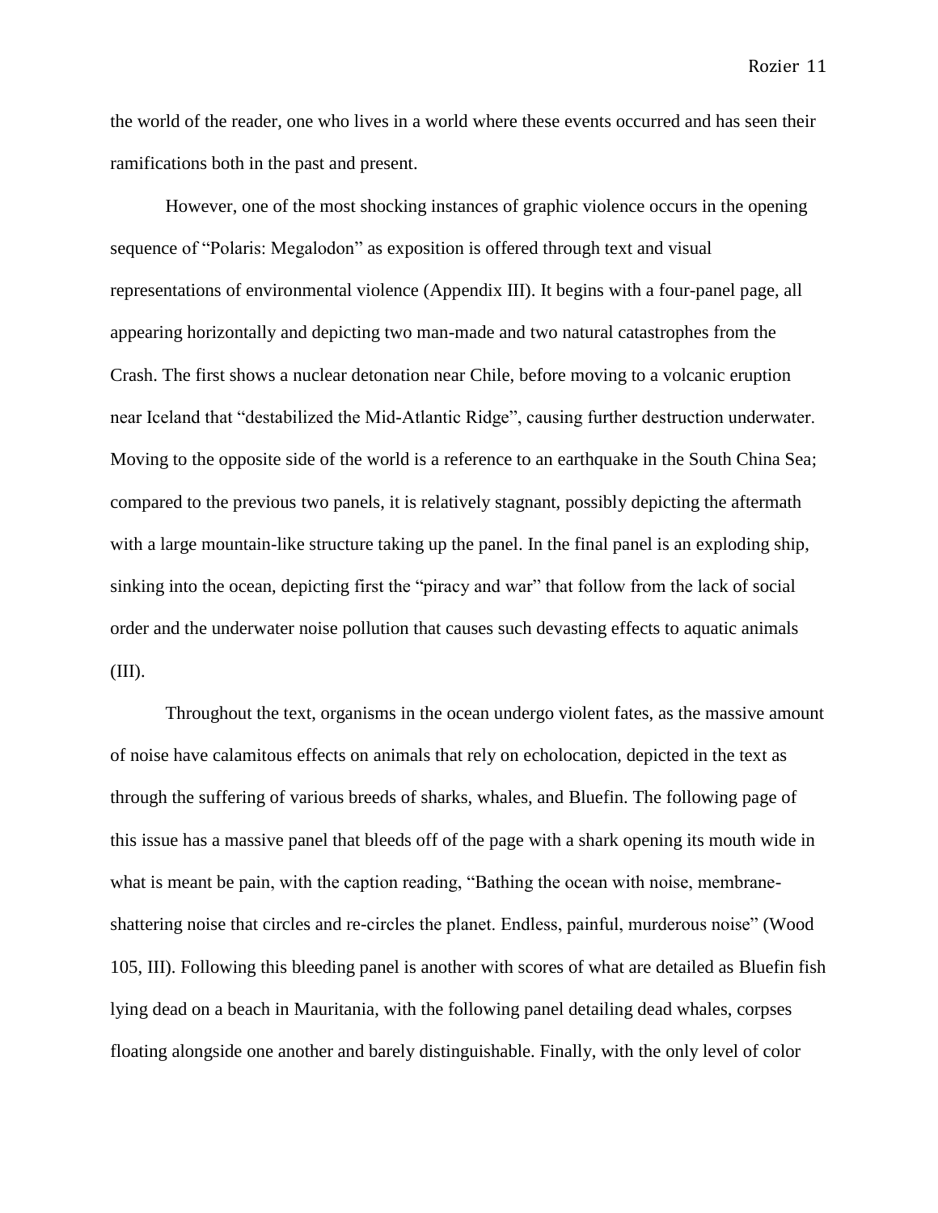the world of the reader, one who lives in a world where these events occurred and has seen their ramifications both in the past and present.

However, one of the most shocking instances of graphic violence occurs in the opening sequence of "Polaris: Megalodon" as exposition is offered through text and visual representations of environmental violence (Appendix III). It begins with a four-panel page, all appearing horizontally and depicting two man-made and two natural catastrophes from the Crash. The first shows a nuclear detonation near Chile, before moving to a volcanic eruption near Iceland that "destabilized the Mid-Atlantic Ridge", causing further destruction underwater. Moving to the opposite side of the world is a reference to an earthquake in the South China Sea; compared to the previous two panels, it is relatively stagnant, possibly depicting the aftermath with a large mountain-like structure taking up the panel. In the final panel is an exploding ship, sinking into the ocean, depicting first the "piracy and war" that follow from the lack of social order and the underwater noise pollution that causes such devasting effects to aquatic animals (III).

Throughout the text, organisms in the ocean undergo violent fates, as the massive amount of noise have calamitous effects on animals that rely on echolocation, depicted in the text as through the suffering of various breeds of sharks, whales, and Bluefin. The following page of this issue has a massive panel that bleeds off of the page with a shark opening its mouth wide in what is meant be pain, with the caption reading, "Bathing the ocean with noise, membrane-shattering noise that circles and re-circles the planet. Endless, painful, murderous noise" (Wood 105, III). Following this bleeding panel is another with scores of what are detailed as Bluefin fish lying dead on a beach in Mauritania, with the following panel detailing dead whales, corpses floating alongside one another and barely distinguishable. Finally, with the only level of color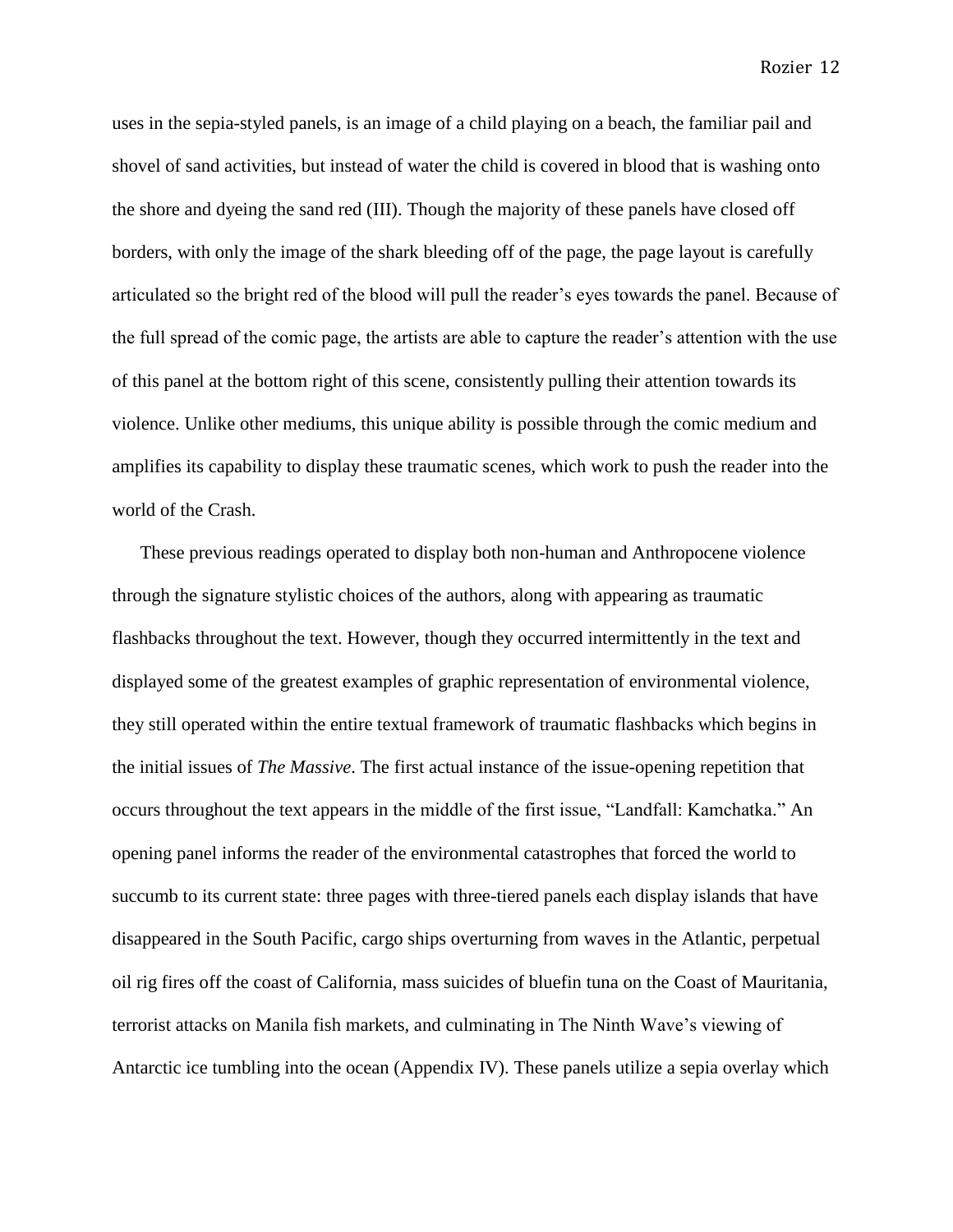uses in the sepia-styled panels, is an image of a child playing on a beach, the familiar pail and shovel of sand activities, but instead of water the child is covered in blood that is washing onto the shore and dyeing the sand red (III). Though the majority of these panels have closed off borders, with only the image of the shark bleeding off of the page, the page layout is carefully articulated so the bright red of the blood will pull the reader's eyes towards the panel. Because of the full spread of the comic page, the artists are able to capture the reader's attention with the use of this panel at the bottom right of this scene, consistently pulling their attention towards its violence. Unlike other mediums, this unique ability is possible through the comic medium and amplifies its capability to display these traumatic scenes, which work to push the reader into the world of the Crash.

These previous readings operated to display both non-human and Anthropocene violence through the signature stylistic choices of the authors, along with appearing as traumatic flashbacks throughout the text. However, though they occurred intermittently in the text and displayed some of the greatest examples of graphic representation of environmental violence, they still operated within the entire textual framework of traumatic flashbacks which begins in the initial issues of *The Massive*. The first actual instance of the issue-opening repetition that occurs throughout the text appears in the middle of the first issue, "Landfall: Kamchatka." An opening panel informs the reader of the environmental catastrophes that forced the world to succumb to its current state: three pages with three-tiered panels each display islands that have disappeared in the South Pacific, cargo ships overturning from waves in the Atlantic, perpetual oil rig fires off the coast of California, mass suicides of bluefin tuna on the Coast of Mauritania, terrorist attacks on Manila fish markets, and culminating in The Ninth Wave's viewing of Antarctic ice tumbling into the ocean (Appendix IV). These panels utilize a sepia overlay which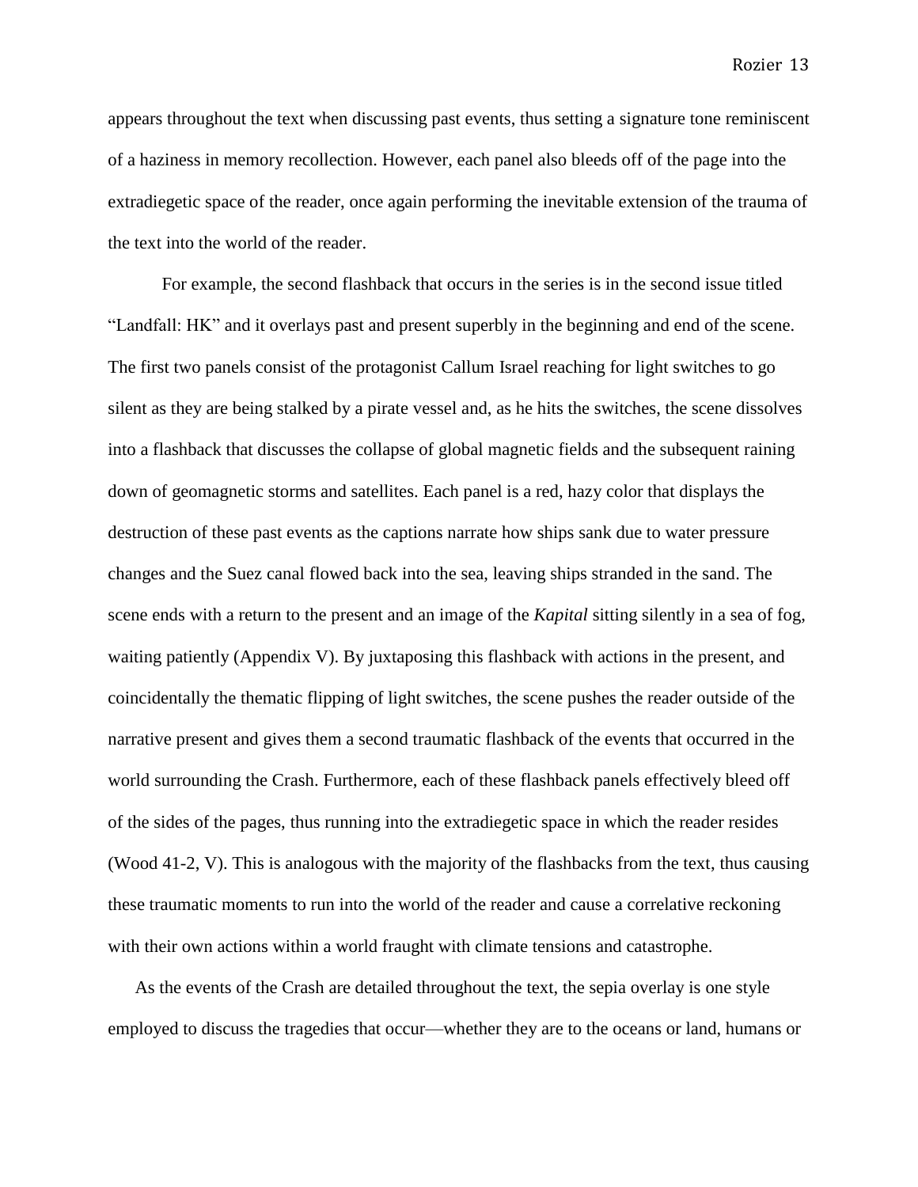appears throughout the text when discussing past events, thus setting a signature tone reminiscent of a haziness in memory recollection. However, each panel also bleeds off of the page into the extradiegetic space of the reader, once again performing the inevitable extension of the trauma of the text into the world of the reader.

For example, the second flashback that occurs in the series is in the second issue titled "Landfall: HK" and it overlays past and present superbly in the beginning and end of the scene. The first two panels consist of the protagonist Callum Israel reaching for light switches to go silent as they are being stalked by a pirate vessel and, as he hits the switches, the scene dissolves into a flashback that discusses the collapse of global magnetic fields and the subsequent raining down of geomagnetic storms and satellites. Each panel is a red, hazy color that displays the destruction of these past events as the captions narrate how ships sank due to water pressure changes and the Suez canal flowed back into the sea, leaving ships stranded in the sand. The scene ends with a return to the present and an image of the *Kapital* sitting silently in a sea of fog, waiting patiently (Appendix V). By juxtaposing this flashback with actions in the present, and coincidentally the thematic flipping of light switches, the scene pushes the reader outside of the narrative present and gives them a second traumatic flashback of the events that occurred in the world surrounding the Crash. Furthermore, each of these flashback panels effectively bleed off of the sides of the pages, thus running into the extradiegetic space in which the reader resides (Wood 41-2, V). This is analogous with the majority of the flashbacks from the text, thus causing these traumatic moments to run into the world of the reader and cause a correlative reckoning with their own actions within a world fraught with climate tensions and catastrophe.

As the events of the Crash are detailed throughout the text, the sepia overlay is one style employed to discuss the tragedies that occur—whether they are to the oceans or land, humans or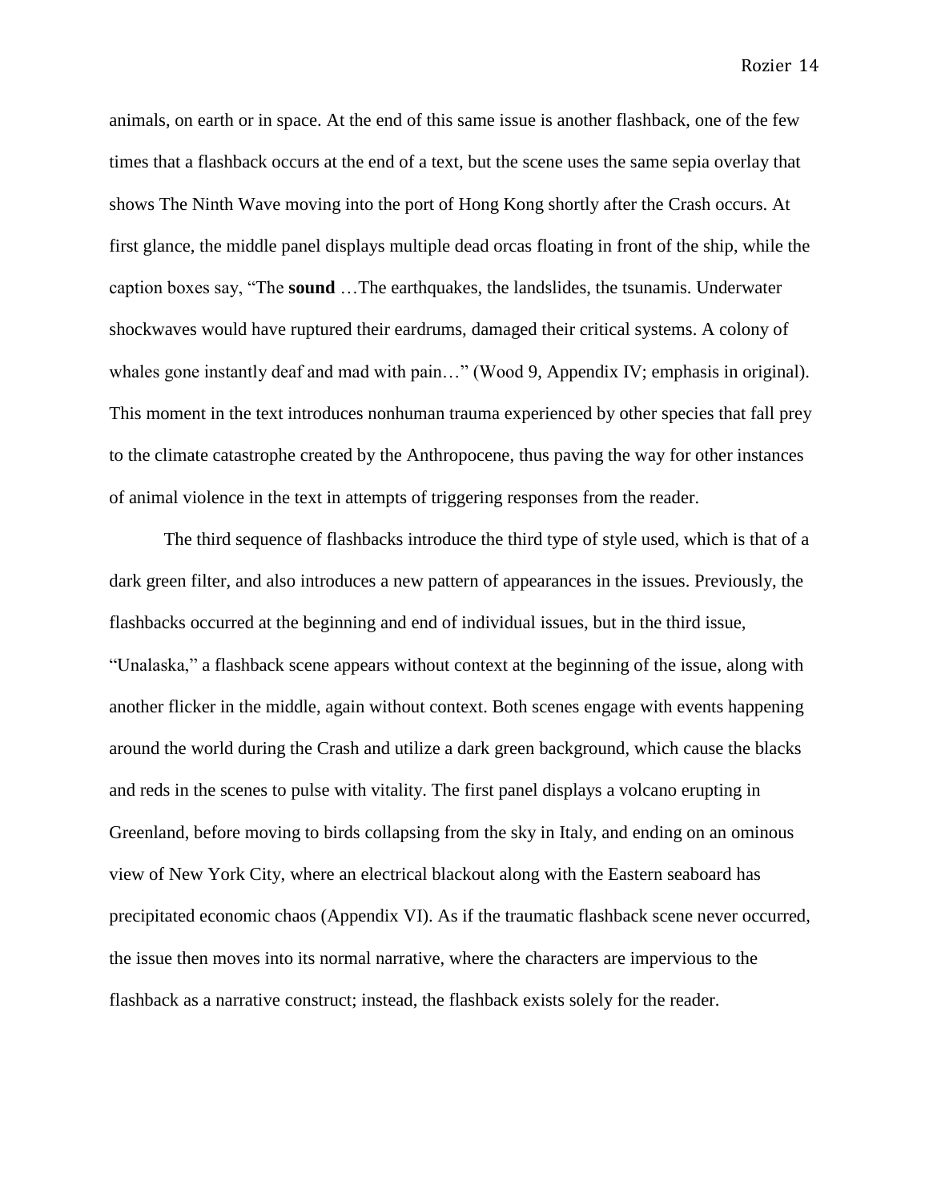animals, on earth or in space. At the end of this same issue is another flashback, one of the few times that a flashback occurs at the end of a text, but the scene uses the same sepia overlay that shows The Ninth Wave moving into the port of Hong Kong shortly after the Crash occurs. At first glance, the middle panel displays multiple dead orcas floating in front of the ship, while the caption boxes say, "The **sound** …The earthquakes, the landslides, the tsunamis. Underwater shockwaves would have ruptured their eardrums, damaged their critical systems. A colony of whales gone instantly deaf and mad with pain…" (Wood 9, Appendix IV; emphasis in original). This moment in the text introduces nonhuman trauma experienced by other species that fall prey to the climate catastrophe created by the Anthropocene, thus paving the way for other instances of animal violence in the text in attempts of triggering responses from the reader.

The third sequence of flashbacks introduce the third type of style used, which is that of a dark green filter, and also introduces a new pattern of appearances in the issues. Previously, the flashbacks occurred at the beginning and end of individual issues, but in the third issue, "Unalaska," a flashback scene appears without context at the beginning of the issue, along with another flicker in the middle, again without context. Both scenes engage with events happening around the world during the Crash and utilize a dark green background, which cause the blacks and reds in the scenes to pulse with vitality. The first panel displays a volcano erupting in Greenland, before moving to birds collapsing from the sky in Italy, and ending on an ominous view of New York City, where an electrical blackout along with the Eastern seaboard has precipitated economic chaos (Appendix VI). As if the traumatic flashback scene never occurred, the issue then moves into its normal narrative, where the characters are impervious to the flashback as a narrative construct; instead, the flashback exists solely for the reader.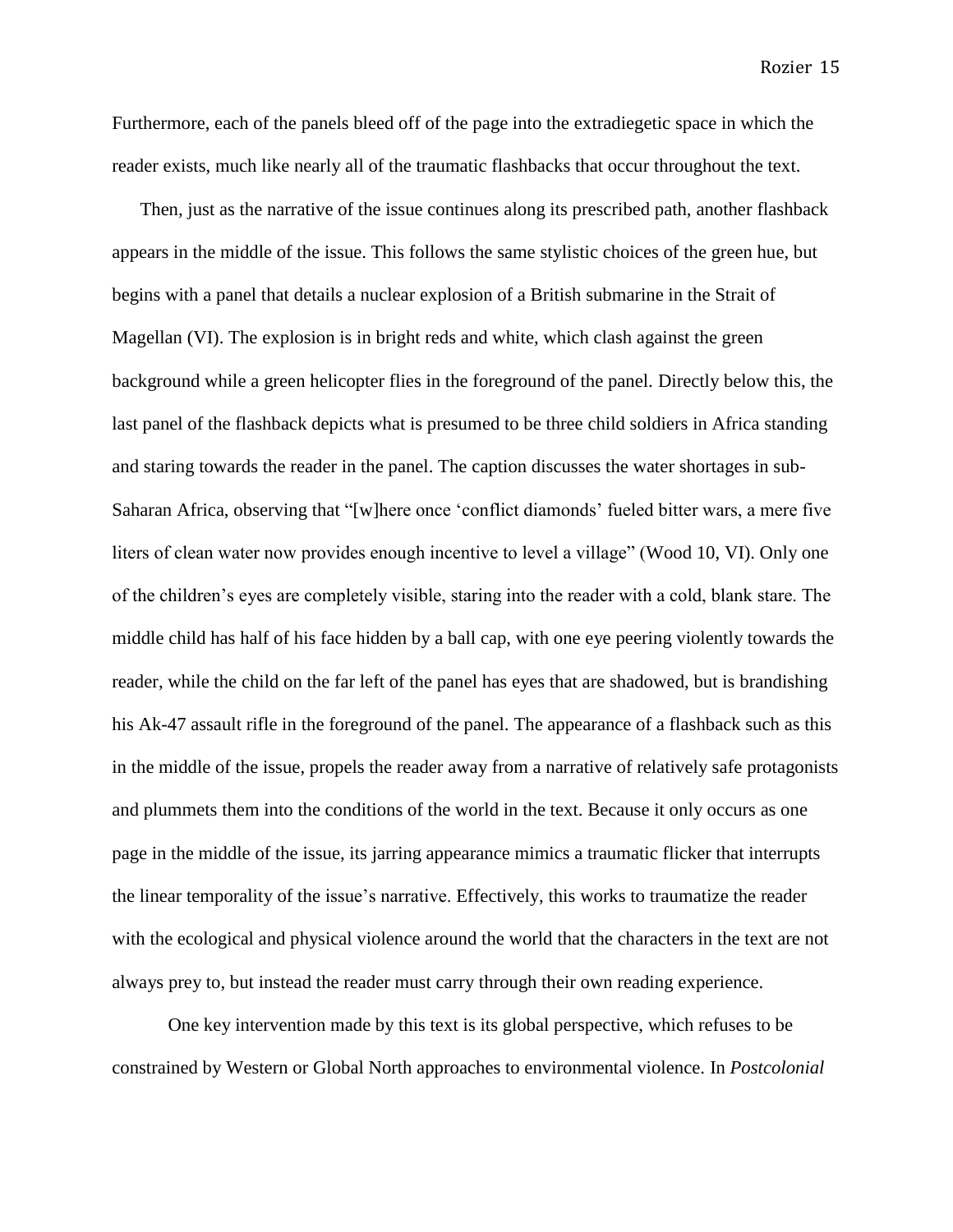Furthermore, each of the panels bleed off of the page into the extradiegetic space in which the reader exists, much like nearly all of the traumatic flashbacks that occur throughout the text.

Then, just as the narrative of the issue continues along its prescribed path, another flashback appears in the middle of the issue. This follows the same stylistic choices of the green hue, but begins with a panel that details a nuclear explosion of a British submarine in the Strait of Magellan (VI). The explosion is in bright reds and white, which clash against the green background while a green helicopter flies in the foreground of the panel. Directly below this, the last panel of the flashback depicts what is presumed to be three child soldiers in Africa standing and staring towards the reader in the panel. The caption discusses the water shortages in sub-Saharan Africa, observing that "[w]here once 'conflict diamonds' fueled bitter wars, a mere five liters of clean water now provides enough incentive to level a village" (Wood 10, VI). Only one of the children's eyes are completely visible, staring into the reader with a cold, blank stare. The middle child has half of his face hidden by a ball cap, with one eye peering violently towards the reader, while the child on the far left of the panel has eyes that are shadowed, but is brandishing his Ak-47 assault rifle in the foreground of the panel. The appearance of a flashback such as this in the middle of the issue, propels the reader away from a narrative of relatively safe protagonists and plummets them into the conditions of the world in the text. Because it only occurs as one page in the middle of the issue, its jarring appearance mimics a traumatic flicker that interrupts the linear temporality of the issue's narrative. Effectively, this works to traumatize the reader with the ecological and physical violence around the world that the characters in the text are not always prey to, but instead the reader must carry through their own reading experience.

One key intervention made by this text is its global perspective, which refuses to be constrained by Western or Global North approaches to environmental violence. In *Postcolonial*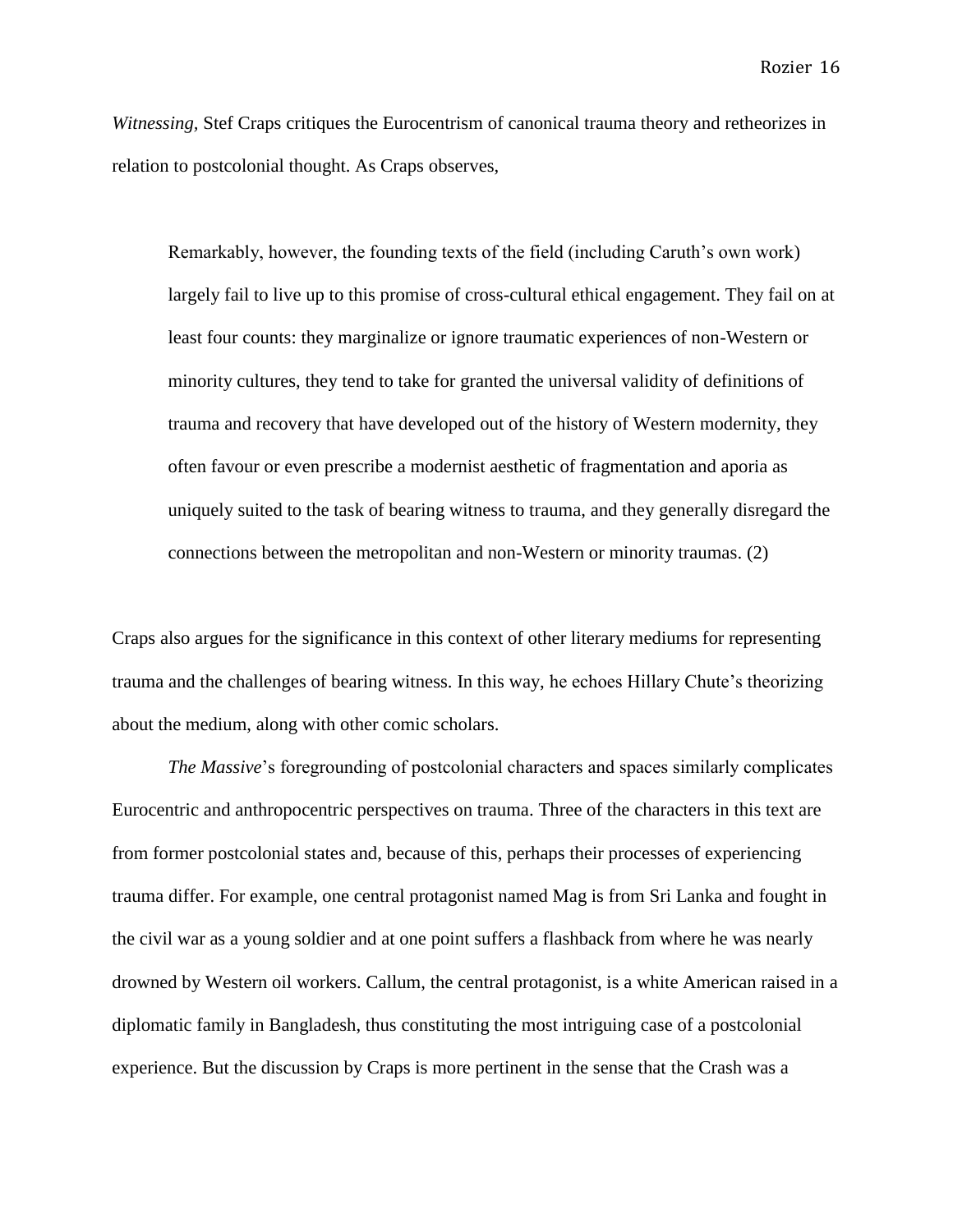*Witnessing,* Stef Craps critiques the Eurocentrism of canonical trauma theory and retheorizes in relation to postcolonial thought. As Craps observes,

> Remarkably, however, the founding texts of the field (including Caruth's own work) largely fail to live up to this promise of cross-cultural ethical engagement. They fail on at least four counts: they marginalize or ignore traumatic experiences of non-Western or minority cultures, they tend to take for granted the universal validity of definitions of trauma and recovery that have developed out of the history of Western modernity, they often favour or even prescribe a modernist aesthetic of fragmentation and aporia as uniquely suited to the task of bearing witness to trauma, and they generally disregard the connections between the metropolitan and non-Western or minority traumas. (2)

Craps also argues for the significance in this context of other literary mediums for representing trauma and the challenges of bearing witness. In this way, he echoes Hillary Chute's theorizing about the medium, along with other comic scholars.

*The Massive*'s foregrounding of postcolonial characters and spaces similarly complicates Eurocentric and anthropocentric perspectives on trauma. Three of the characters in this text are from former postcolonial states and, because of this, perhaps their processes of experiencing trauma differ. For example, one central protagonist named Mag is from Sri Lanka and fought in the civil war as a young soldier and at one point suffers a flashback from where he was nearly drowned by Western oil workers. Callum, the central protagonist, is a white American raised in a diplomatic family in Bangladesh, thus constituting the most intriguing case of a postcolonial experience. But the discussion by Craps is more pertinent in the sense that the Crash was a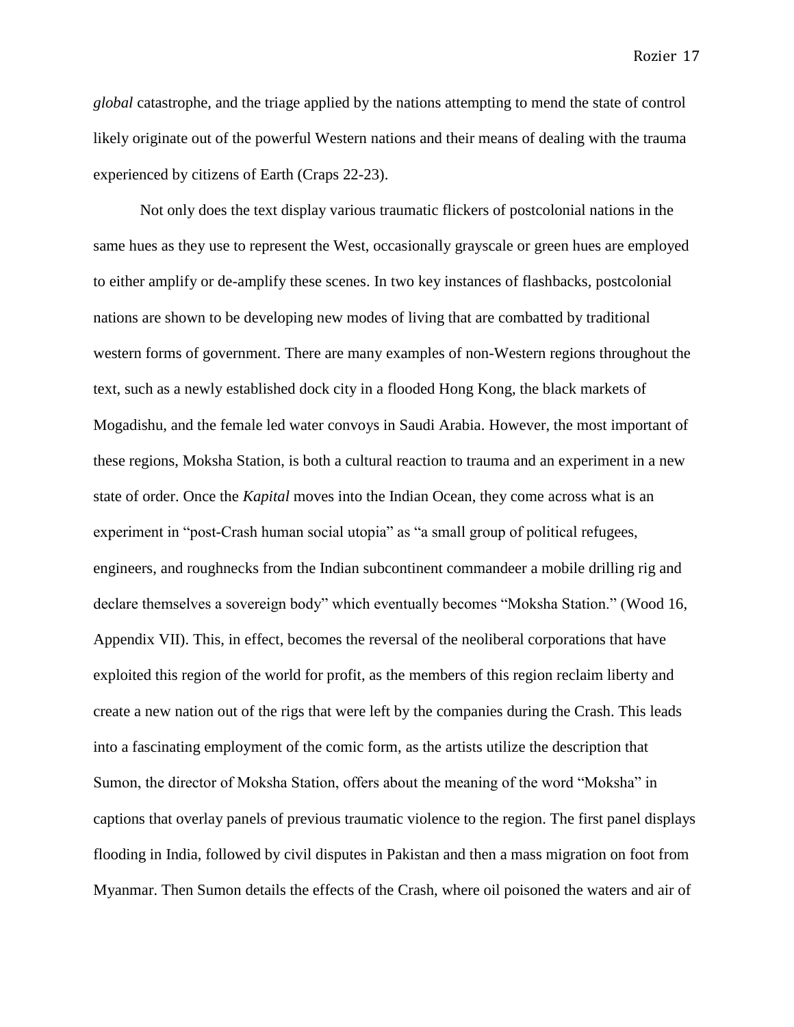*global* catastrophe, and the triage applied by the nations attempting to mend the state of control likely originate out of the powerful Western nations and their means of dealing with the trauma experienced by citizens of Earth (Craps 22-23).

Not only does the text display various traumatic flickers of postcolonial nations in the same hues as they use to represent the West, occasionally grayscale or green hues are employed to either amplify or de-amplify these scenes. In two key instances of flashbacks, postcolonial nations are shown to be developing new modes of living that are combatted by traditional western forms of government. There are many examples of non-Western regions throughout the text, such as a newly established dock city in a flooded Hong Kong, the black markets of Mogadishu, and the female led water convoys in Saudi Arabia. However, the most important of these regions, Moksha Station, is both a cultural reaction to trauma and an experiment in a new state of order. Once the *Kapital* moves into the Indian Ocean, they come across what is an experiment in "post-Crash human social utopia" as "a small group of political refugees, engineers, and roughnecks from the Indian subcontinent commandeer a mobile drilling rig and declare themselves a sovereign body" which eventually becomes "Moksha Station." (Wood 16, Appendix VII). This, in effect, becomes the reversal of the neoliberal corporations that have exploited this region of the world for profit, as the members of this region reclaim liberty and create a new nation out of the rigs that were left by the companies during the Crash. This leads into a fascinating employment of the comic form, as the artists utilize the description that Sumon, the director of Moksha Station, offers about the meaning of the word "Moksha" in captions that overlay panels of previous traumatic violence to the region. The first panel displays flooding in India, followed by civil disputes in Pakistan and then a mass migration on foot from Myanmar. Then Sumon details the effects of the Crash, where oil poisoned the waters and air of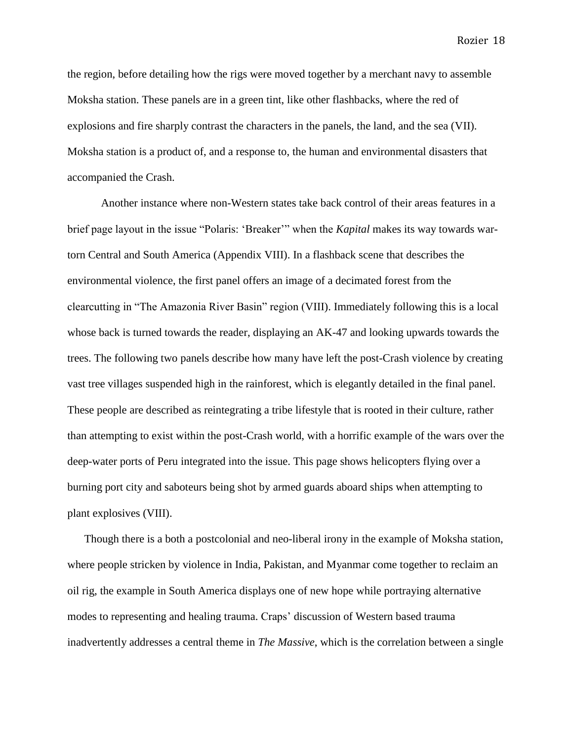the region, before detailing how the rigs were moved together by a merchant navy to assemble Moksha station. These panels are in a green tint, like other flashbacks, where the red of explosions and fire sharply contrast the characters in the panels, the land, and the sea (VII). Moksha station is a product of, and a response to, the human and environmental disasters that accompanied the Crash.

Another instance where non-Western states take back control of their areas features in a brief page layout in the issue "Polaris: 'Breaker'" when the *Kapital* makes its way towards war-torn Central and South America (Appendix VIII). In a flashback scene that describes the environmental violence, the first panel offers an image of a decimated forest from the clearcutting in "The Amazonia River Basin" region (VIII). Immediately following this is a local whose back is turned towards the reader, displaying an AK-47 and looking upwards towards the trees. The following two panels describe how many have left the post-Crash violence by creating vast tree villages suspended high in the rainforest, which is elegantly detailed in the final panel. These people are described as reintegrating a tribe lifestyle that is rooted in their culture, rather than attempting to exist within the post-Crash world, with a horrific example of the wars over the deep-water ports of Peru integrated into the issue. This page shows helicopters flying over a burning port city and saboteurs being shot by armed guards aboard ships when attempting to plant explosives (VIII).

Though there is a both a postcolonial and neo-liberal irony in the example of Moksha station, where people stricken by violence in India, Pakistan, and Myanmar come together to reclaim an oil rig, the example in South America displays one of new hope while portraying alternative modes to representing and healing trauma. Craps' discussion of Western based trauma inadvertently addresses a central theme in *The Massive*, which is the correlation between a single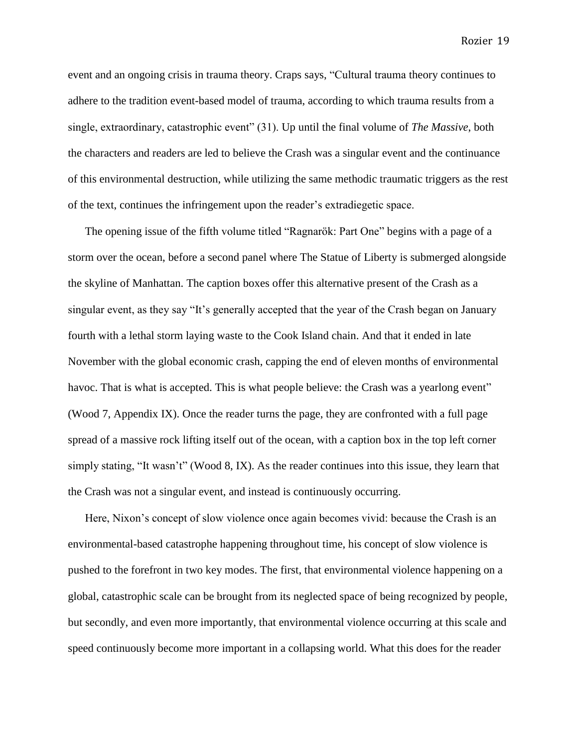event and an ongoing crisis in trauma theory. Craps says, "Cultural trauma theory continues to adhere to the tradition event-based model of trauma, according to which trauma results from a single, extraordinary, catastrophic event" (31). Up until the final volume of *The Massive*, both the characters and readers are led to believe the Crash was a singular event and the continuance of this environmental destruction, while utilizing the same methodic traumatic triggers as the rest of the text, continues the infringement upon the reader's extradiegetic space.

The opening issue of the fifth volume titled "Ragnarök: Part One" begins with a page of a storm over the ocean, before a second panel where The Statue of Liberty is submerged alongside the skyline of Manhattan. The caption boxes offer this alternative present of the Crash as a singular event, as they say "It's generally accepted that the year of the Crash began on January fourth with a lethal storm laying waste to the Cook Island chain. And that it ended in late November with the global economic crash, capping the end of eleven months of environmental havoc. That is what is accepted. This is what people believe: the Crash was a yearlong event" (Wood 7, Appendix IX). Once the reader turns the page, they are confronted with a full page spread of a massive rock lifting itself out of the ocean, with a caption box in the top left corner simply stating, "It wasn't" (Wood 8, IX). As the reader continues into this issue, they learn that the Crash was not a singular event, and instead is continuously occurring.

Here, Nixon's concept of slow violence once again becomes vivid: because the Crash is an environmental-based catastrophe happening throughout time, his concept of slow violence is pushed to the forefront in two key modes. The first, that environmental violence happening on a global, catastrophic scale can be brought from its neglected space of being recognized by people, but secondly, and even more importantly, that environmental violence occurring at this scale and speed continuously become more important in a collapsing world. What this does for the reader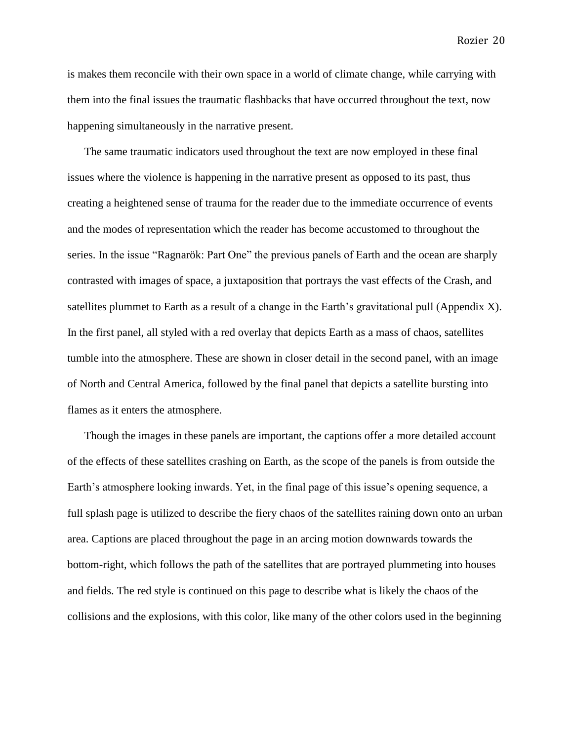is makes them reconcile with their own space in a world of climate change, while carrying with them into the final issues the traumatic flashbacks that have occurred throughout the text, now happening simultaneously in the narrative present.

The same traumatic indicators used throughout the text are now employed in these final issues where the violence is happening in the narrative present as opposed to its past, thus creating a heightened sense of trauma for the reader due to the immediate occurrence of events and the modes of representation which the reader has become accustomed to throughout the series. In the issue "Ragnarök: Part One" the previous panels of Earth and the ocean are sharply contrasted with images of space, a juxtaposition that portrays the vast effects of the Crash, and satellites plummet to Earth as a result of a change in the Earth's gravitational pull (Appendix X). In the first panel, all styled with a red overlay that depicts Earth as a mass of chaos, satellites tumble into the atmosphere. These are shown in closer detail in the second panel, with an image of North and Central America, followed by the final panel that depicts a satellite bursting into flames as it enters the atmosphere.

Though the images in these panels are important, the captions offer a more detailed account of the effects of these satellites crashing on Earth, as the scope of the panels is from outside the Earth's atmosphere looking inwards. Yet, in the final page of this issue's opening sequence, a full splash page is utilized to describe the fiery chaos of the satellites raining down onto an urban area. Captions are placed throughout the page in an arcing motion downwards towards the bottom-right, which follows the path of the satellites that are portrayed plummeting into houses and fields. The red style is continued on this page to describe what is likely the chaos of the collisions and the explosions, with this color, like many of the other colors used in the beginning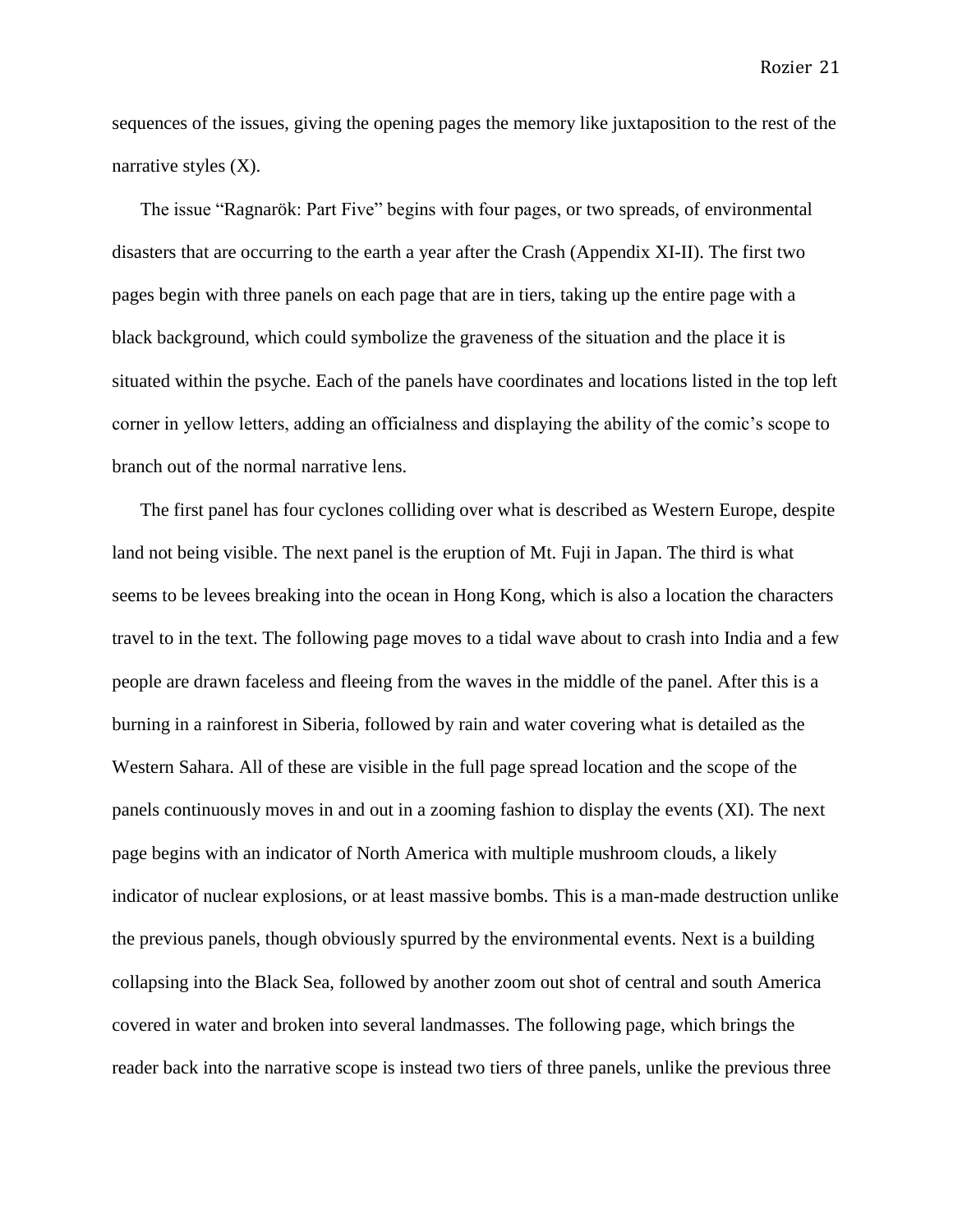sequences of the issues, giving the opening pages the memory like juxtaposition to the rest of the narrative styles (X).

The issue "Ragnarök: Part Five" begins with four pages, or two spreads, of environmental disasters that are occurring to the earth a year after the Crash (Appendix XI-II). The first two pages begin with three panels on each page that are in tiers, taking up the entire page with a black background, which could symbolize the graveness of the situation and the place it is situated within the psyche. Each of the panels have coordinates and locations listed in the top left corner in yellow letters, adding an officialness and displaying the ability of the comic's scope to branch out of the normal narrative lens.

The first panel has four cyclones colliding over what is described as Western Europe, despite land not being visible. The next panel is the eruption of Mt. Fuji in Japan. The third is what seems to be levees breaking into the ocean in Hong Kong, which is also a location the characters travel to in the text. The following page moves to a tidal wave about to crash into India and a few people are drawn faceless and fleeing from the waves in the middle of the panel. After this is a burning in a rainforest in Siberia, followed by rain and water covering what is detailed as the Western Sahara. All of these are visible in the full page spread location and the scope of the panels continuously moves in and out in a zooming fashion to display the events (XI). The next page begins with an indicator of North America with multiple mushroom clouds, a likely indicator of nuclear explosions, or at least massive bombs. This is a man-made destruction unlike the previous panels, though obviously spurred by the environmental events. Next is a building collapsing into the Black Sea, followed by another zoom out shot of central and south America covered in water and broken into several landmasses. The following page, which brings the reader back into the narrative scope is instead two tiers of three panels, unlike the previous three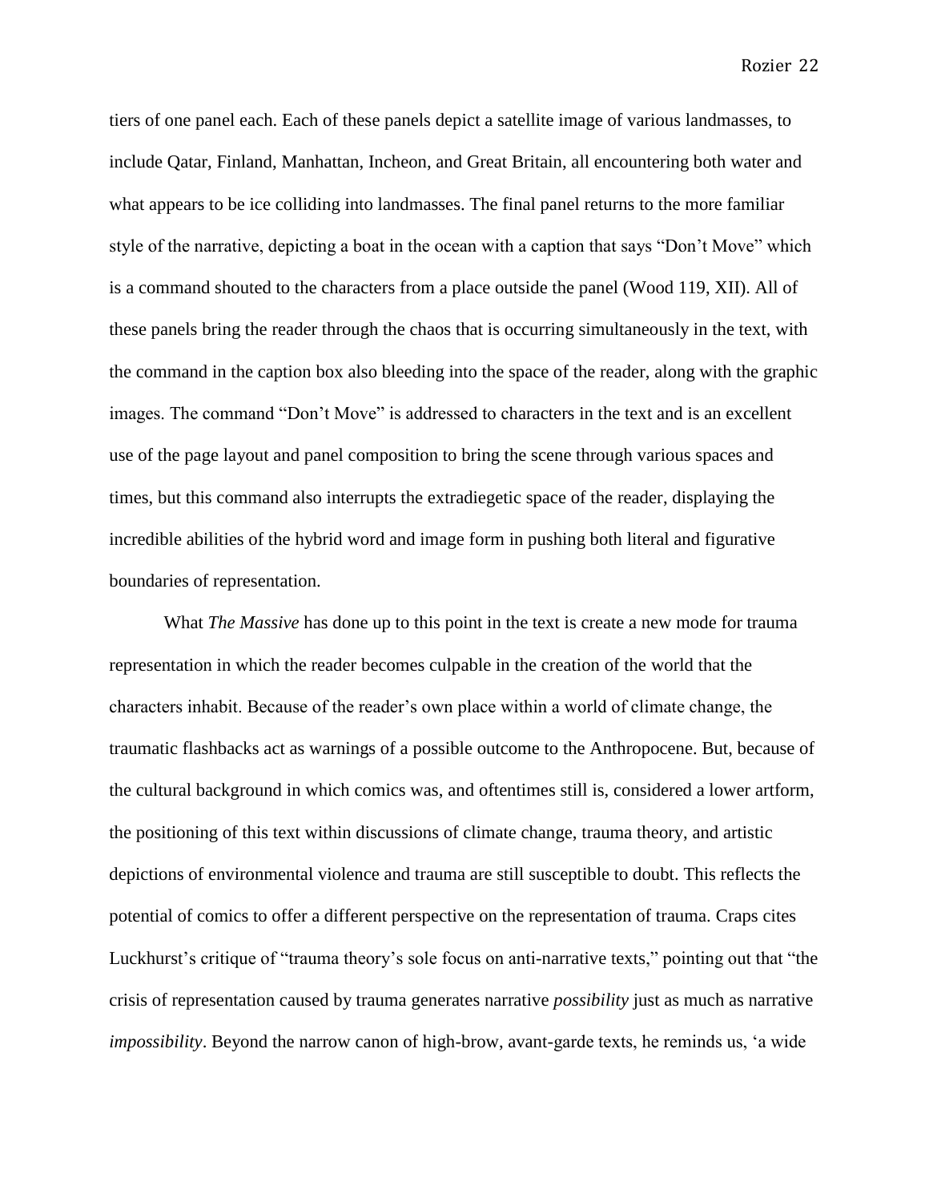tiers of one panel each. Each of these panels depict a satellite image of various landmasses, to include Qatar, Finland, Manhattan, Incheon, and Great Britain, all encountering both water and what appears to be ice colliding into landmasses. The final panel returns to the more familiar style of the narrative, depicting a boat in the ocean with a caption that says "Don't Move" which is a command shouted to the characters from a place outside the panel (Wood 119, XII). All of these panels bring the reader through the chaos that is occurring simultaneously in the text, with the command in the caption box also bleeding into the space of the reader, along with the graphic images. The command "Don't Move" is addressed to characters in the text and is an excellent use of the page layout and panel composition to bring the scene through various spaces and times, but this command also interrupts the extradiegetic space of the reader, displaying the incredible abilities of the hybrid word and image form in pushing both literal and figurative boundaries of representation.

What *The Massive* has done up to this point in the text is create a new mode for trauma representation in which the reader becomes culpable in the creation of the world that the characters inhabit. Because of the reader's own place within a world of climate change, the traumatic flashbacks act as warnings of a possible outcome to the Anthropocene. But, because of the cultural background in which comics was, and oftentimes still is, considered a lower artform, the positioning of this text within discussions of climate change, trauma theory, and artistic depictions of environmental violence and trauma are still susceptible to doubt. This reflects the potential of comics to offer a different perspective on the representation of trauma. Craps cites Luckhurst's critique of "trauma theory's sole focus on anti-narrative texts," pointing out that "the crisis of representation caused by trauma generates narrative *possibility* just as much as narrative *impossibility*. Beyond the narrow canon of high-brow, avant-garde texts, he reminds us, 'a wide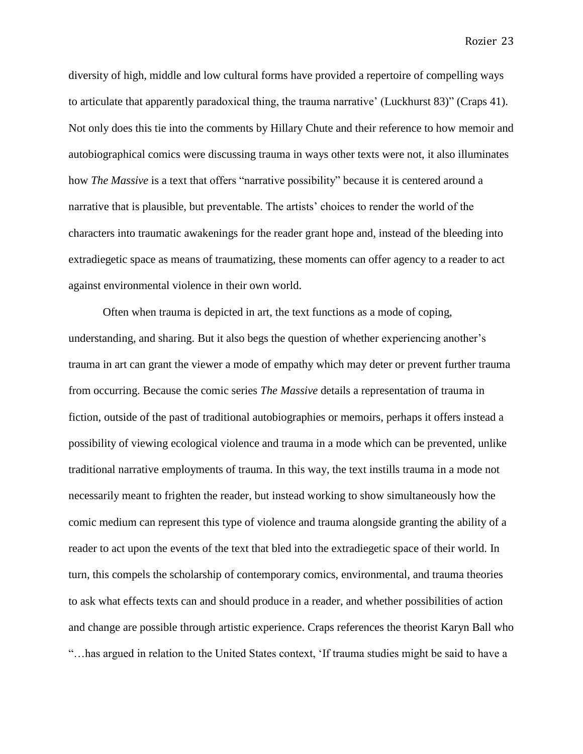diversity of high, middle and low cultural forms have provided a repertoire of compelling ways to articulate that apparently paradoxical thing, the trauma narrative' (Luckhurst 83)" (Craps 41). Not only does this tie into the comments by Hillary Chute and their reference to how memoir and autobiographical comics were discussing trauma in ways other texts were not, it also illuminates how *The Massive* is a text that offers "narrative possibility" because it is centered around a narrative that is plausible, but preventable. The artists' choices to render the world of the characters into traumatic awakenings for the reader grant hope and, instead of the bleeding into extradiegetic space as means of traumatizing, these moments can offer agency to a reader to act against environmental violence in their own world.

Often when trauma is depicted in art, the text functions as a mode of coping, understanding, and sharing. But it also begs the question of whether experiencing another's trauma in art can grant the viewer a mode of empathy which may deter or prevent further trauma from occurring. Because the comic series *The Massive* details a representation of trauma in fiction, outside of the past of traditional autobiographies or memoirs, perhaps it offers instead a possibility of viewing ecological violence and trauma in a mode which can be prevented, unlike traditional narrative employments of trauma. In this way, the text instills trauma in a mode not necessarily meant to frighten the reader, but instead working to show simultaneously how the comic medium can represent this type of violence and trauma alongside granting the ability of a reader to act upon the events of the text that bled into the extradiegetic space of their world. In turn, this compels the scholarship of contemporary comics, environmental, and trauma theories to ask what effects texts can and should produce in a reader, and whether possibilities of action and change are possible through artistic experience. Craps references the theorist Karyn Ball who "…has argued in relation to the United States context, 'If trauma studies might be said to have a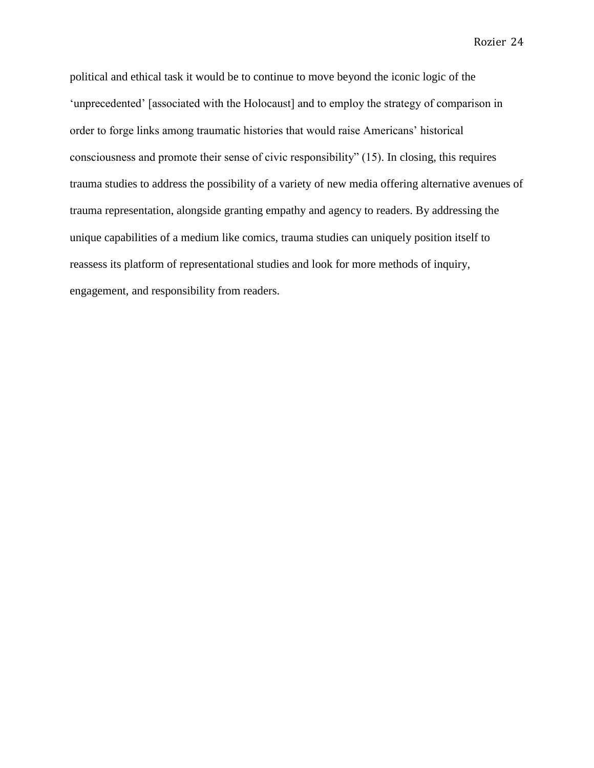political and ethical task it would be to continue to move beyond the iconic logic of the 'unprecedented' [associated with the Holocaust] and to employ the strategy of comparison in order to forge links among traumatic histories that would raise Americans' historical consciousness and promote their sense of civic responsibility" (15). In closing, this requires trauma studies to address the possibility of a variety of new media offering alternative avenues of trauma representation, alongside granting empathy and agency to readers. By addressing the unique capabilities of a medium like comics, trauma studies can uniquely position itself to reassess its platform of representational studies and look for more methods of inquiry, engagement, and responsibility from readers.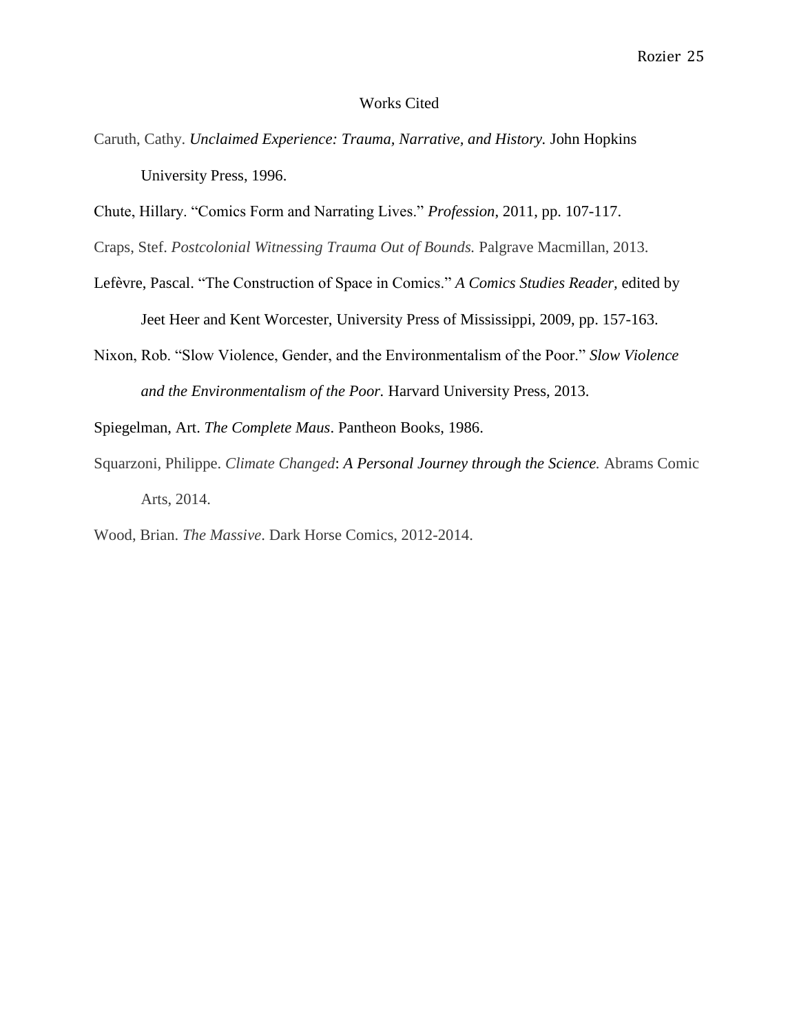# Works Cited

Caruth, Cathy. *Unclaimed Experience: Trauma, Narrative, and History.* John Hopkins University Press, 1996.

Chute, Hillary. "Comics Form and Narrating Lives." *Profession*, 2011, pp. 107-117.

Craps, Stef. *Postcolonial Witnessing Trauma Out of Bounds.* Palgrave Macmillan, 2013.

Lefèvre, Pascal. "The Construction of Space in Comics." *A Comics Studies Reader,* edited by Jeet Heer and Kent Worcester, University Press of Mississippi, 2009, pp. 157-163.

Nixon, Rob. "Slow Violence, Gender, and the Environmentalism of the Poor." *Slow Violence and the Environmentalism of the Poor.* Harvard University Press, 2013.

Spiegelman, Art. *The Complete Maus*. Pantheon Books, 1986.

Squarzoni, Philippe. *Climate Changed*: *A Personal Journey through the Science.* Abrams Comic Arts, 2014.

Wood, Brian. *The Massive*. Dark Horse Comics, 2012-2014.